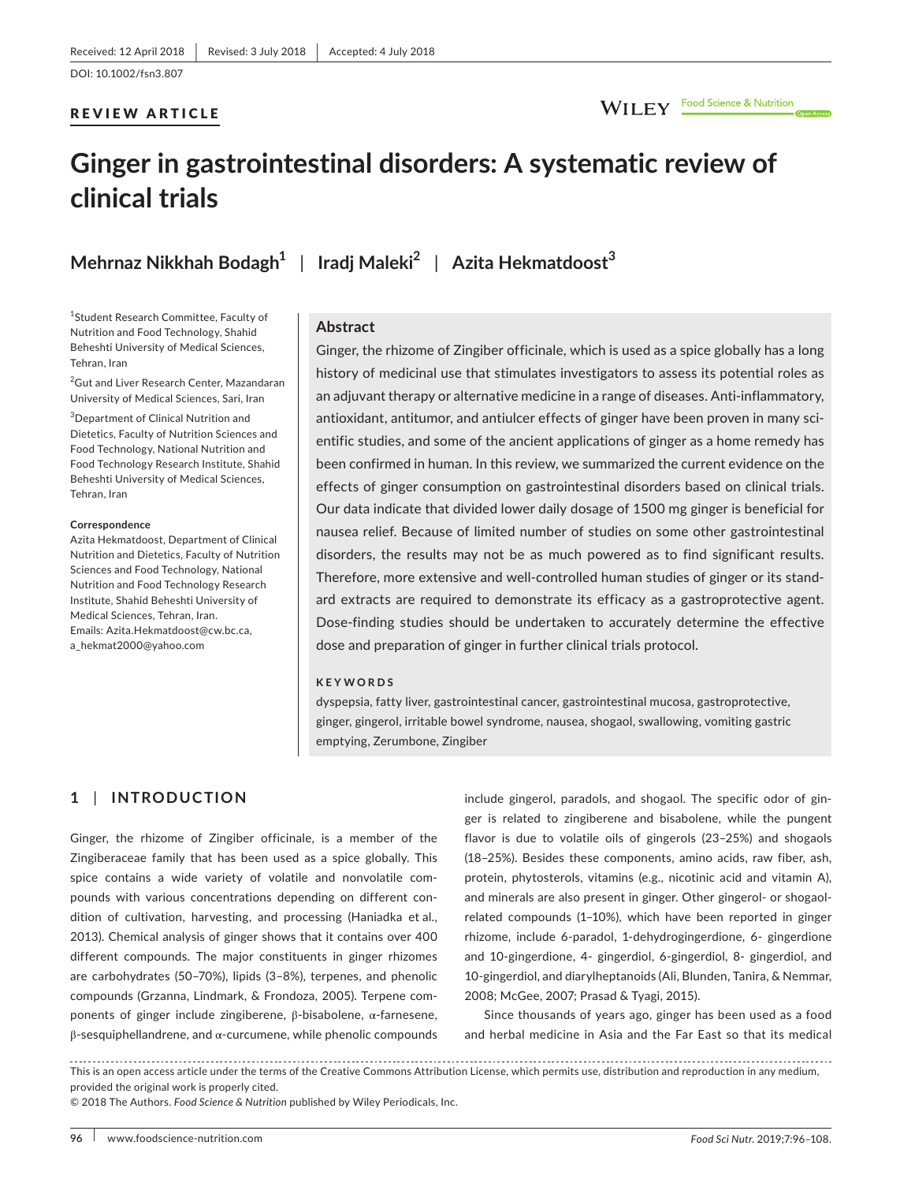Received: 12 April 2018 | Revised: 3 July 2018 | Accepted: 4 July 2018

DOI: 10.1002/fsn3.807

REVIEW ARTICLE

# Ginger in gastrointestinal disorders: A systematic review of clinical trials

**Mehrnaz Nikkhah Bodagh[1] | Iradj Maleki[2] | Azita Hekmatdoost[3]**

[1]Student Research Committee, Faculty of Nutrition and Food Technology, Shahid Beheshti University of Medical Sciences, Tehran, Iran

[2]Gut and Liver Research Center, Mazandaran University of Medical Sciences, Sari, Iran

[3]Department of Clinical Nutrition and Dietetics, Faculty of Nutrition Sciences and Food Technology, National Nutrition and Food Technology Research Institute, Shahid Beheshti University of Medical Sciences, Tehran, Iran

**Correspondence**
Azita Hekmatdoost, Department of Clinical Nutrition and Dietetics, Faculty of Nutrition Sciences and Food Technology, National Nutrition and Food Technology Research Institute, Shahid Beheshti University of Medical Sciences, Tehran, Iran.
Emails: Azita.Hekmatdoost@cw.bc.ca, a_hekmat2000@yahoo.com

## Abstract

Ginger, the rhizome of Zingiber officinale, which is used as a spice globally has a long history of medicinal use that stimulates investigators to assess its potential roles as an adjuvant therapy or alternative medicine in a range of diseases. Anti-inflammatory, antioxidant, antitumor, and antiulcer effects of ginger have been proven in many scientific studies, and some of the ancient applications of ginger as a home remedy has been confirmed in human. In this review, we summarized the current evidence on the effects of ginger consumption on gastrointestinal disorders based on clinical trials. Our data indicate that divided lower daily dosage of 1500 mg ginger is beneficial for nausea relief. Because of limited number of studies on some other gastrointestinal disorders, the results may not be as much powered as to find significant results. Therefore, more extensive and well-controlled human studies of ginger or its standard extracts are required to demonstrate its efficacy as a gastroprotective agent. Dose-finding studies should be undertaken to accurately determine the effective dose and preparation of ginger in further clinical trials protocol.

**KEYWORDS**

dyspepsia, fatty liver, gastrointestinal cancer, gastrointestinal mucosa, gastroprotective, ginger, gingerol, irritable bowel syndrome, nausea, shogaol, swallowing, vomiting gastric emptying, Zerumbone, Zingiber

## 1 | INTRODUCTION

Ginger, the rhizome of Zingiber officinale, is a member of the Zingiberaceae family that has been used as a spice globally. This spice contains a wide variety of volatile and nonvolatile compounds with various concentrations depending on different condition of cultivation, harvesting, and processing (Haniadka et al., 2013). Chemical analysis of ginger shows that it contains over 400 different compounds. The major constituents in ginger rhizomes are carbohydrates (50–70%), lipids (3–8%), terpenes, and phenolic compounds (Grzanna, Lindmark, & Frondoza, 2005). Terpene components of ginger include zingiberene, β-bisabolene, α-farnesene, β-sesquiphellandrene, and α-curcumene, while phenolic compounds include gingerol, paradols, and shogaol. The specific odor of ginger is related to zingiberene and bisabolene, while the pungent flavor is due to volatile oils of gingerols (23–25%) and shogaols (18–25%). Besides these components, amino acids, raw fiber, ash, protein, phytosterols, vitamins (e.g., nicotinic acid and vitamin A), and minerals are also present in ginger. Other gingerol- or shogaol-related compounds (1–10%), which have been reported in ginger rhizome, include 6-paradol, 1-dehydrogingerdione, 6- gingerdione and 10-gingerdione, 4- gingerdiol, 6-gingerdiol, 8- gingerdiol, and 10-gingerdiol, and diarylheptanoids (Ali, Blunden, Tanira, & Nemmar, 2008; McGee, 2007; Prasad & Tyagi, 2015).

Since thousands of years ago, ginger has been used as a food and herbal medicine in Asia and the Far East so that its medical

This is an open access article under the terms of the Creative Commons Attribution License, which permits use, distribution and reproduction in any medium, provided the original work is properly cited.
© 2018 The Authors. *Food Science & Nutrition* published by Wiley Periodicals, Inc.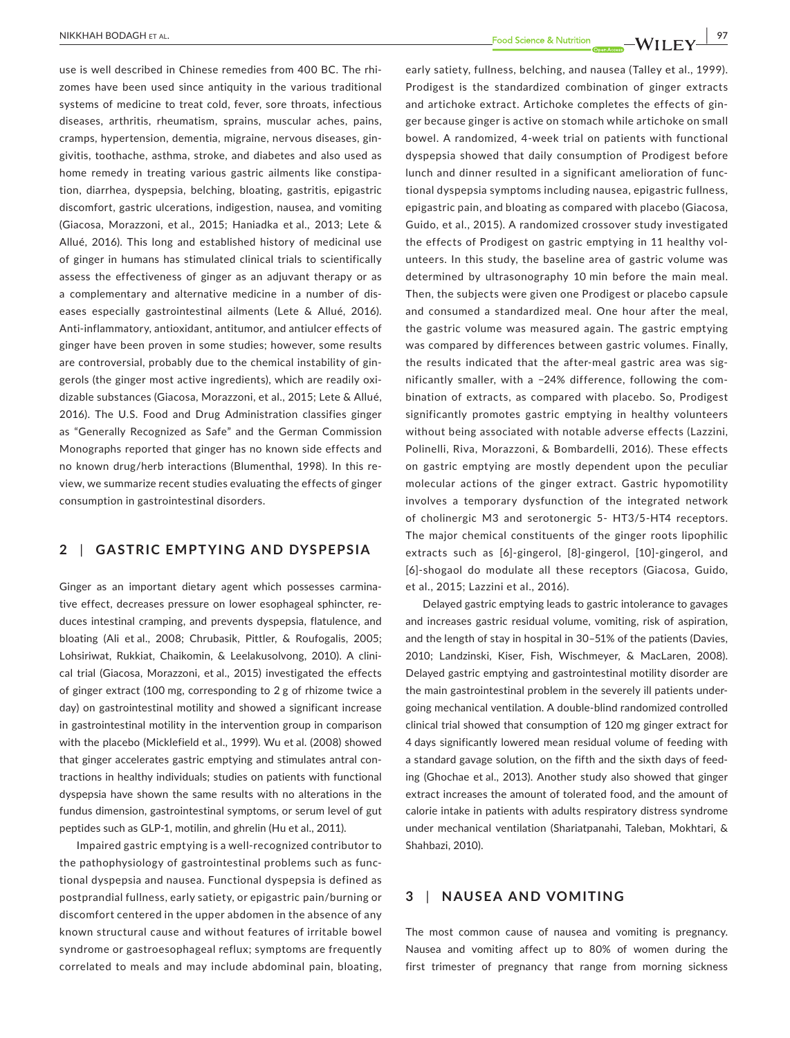use is well described in Chinese remedies from 400 BC. The rhizomes have been used since antiquity in the various traditional systems of medicine to treat cold, fever, sore throats, infectious diseases, arthritis, rheumatism, sprains, muscular aches, pains, cramps, hypertension, dementia, migraine, nervous diseases, gingivitis, toothache, asthma, stroke, and diabetes and also used as home remedy in treating various gastric ailments like constipation, diarrhea, dyspepsia, belching, bloating, gastritis, epigastric discomfort, gastric ulcerations, indigestion, nausea, and vomiting (Giacosa, Morazzoni, et al., 2015; Haniadka et al., 2013; Lete & Allué, 2016). This long and established history of medicinal use of ginger in humans has stimulated clinical trials to scientifically assess the effectiveness of ginger as an adjuvant therapy or as a complementary and alternative medicine in a number of diseases especially gastrointestinal ailments (Lete & Allué, 2016). Anti-inflammatory, antioxidant, antitumor, and antiulcer effects of ginger have been proven in some studies; however, some results are controversial, probably due to the chemical instability of gingerols (the ginger most active ingredients), which are readily oxidizable substances (Giacosa, Morazzoni, et al., 2015; Lete & Allué, 2016). The U.S. Food and Drug Administration classifies ginger as "Generally Recognized as Safe" and the German Commission Monographs reported that ginger has no known side effects and no known drug/herb interactions (Blumenthal, 1998). In this review, we summarize recent studies evaluating the effects of ginger consumption in gastrointestinal disorders.

## 2 | GASTRIC EMPTYING AND DYSPEPSIA

Ginger as an important dietary agent which possesses carminative effect, decreases pressure on lower esophageal sphincter, reduces intestinal cramping, and prevents dyspepsia, flatulence, and bloating (Ali et al., 2008; Chrubasik, Pittler, & Roufogalis, 2005; Lohsiriwat, Rukkiat, Chaikomin, & Leelakusolvong, 2010). A clinical trial (Giacosa, Morazzoni, et al., 2015) investigated the effects of ginger extract (100 mg, corresponding to 2 g of rhizome twice a day) on gastrointestinal motility and showed a significant increase in gastrointestinal motility in the intervention group in comparison with the placebo (Micklefield et al., 1999). Wu et al. (2008) showed that ginger accelerates gastric emptying and stimulates antral contractions in healthy individuals; studies on patients with functional dyspepsia have shown the same results with no alterations in the fundus dimension, gastrointestinal symptoms, or serum level of gut peptides such as GLP-1, motilin, and ghrelin (Hu et al., 2011).

Impaired gastric emptying is a well-recognized contributor to the pathophysiology of gastrointestinal problems such as functional dyspepsia and nausea. Functional dyspepsia is defined as postprandial fullness, early satiety, or epigastric pain/burning or discomfort centered in the upper abdomen in the absence of any known structural cause and without features of irritable bowel syndrome or gastroesophageal reflux; symptoms are frequently correlated to meals and may include abdominal pain, bloating, early satiety, fullness, belching, and nausea (Talley et al., 1999). Prodigest is the standardized combination of ginger extracts and artichoke extract. Artichoke completes the effects of ginger because ginger is active on stomach while artichoke on small bowel. A randomized, 4-week trial on patients with functional dyspepsia showed that daily consumption of Prodigest before lunch and dinner resulted in a significant amelioration of functional dyspepsia symptoms including nausea, epigastric fullness, epigastric pain, and bloating as compared with placebo (Giacosa, Guido, et al., 2015). A randomized crossover study investigated the effects of Prodigest on gastric emptying in 11 healthy volunteers. In this study, the baseline area of gastric volume was determined by ultrasonography 10 min before the main meal. Then, the subjects were given one Prodigest or placebo capsule and consumed a standardized meal. One hour after the meal, the gastric volume was measured again. The gastric emptying was compared by differences between gastric volumes. Finally, the results indicated that the after-meal gastric area was significantly smaller, with a −24% difference, following the combination of extracts, as compared with placebo. So, Prodigest significantly promotes gastric emptying in healthy volunteers without being associated with notable adverse effects (Lazzini, Polinelli, Riva, Morazzoni, & Bombardelli, 2016). These effects on gastric emptying are mostly dependent upon the peculiar molecular actions of the ginger extract. Gastric hypomotility involves a temporary dysfunction of the integrated network of cholinergic M3 and serotonergic 5- HT3/5-HT4 receptors. The major chemical constituents of the ginger roots lipophilic extracts such as [6]-gingerol, [8]-gingerol, [10]-gingerol, and [6]-shogaol do modulate all these receptors (Giacosa, Guido, et al., 2015; Lazzini et al., 2016).

Delayed gastric emptying leads to gastric intolerance to gavages and increases gastric residual volume, vomiting, risk of aspiration, and the length of stay in hospital in 30–51% of the patients (Davies, 2010; Landzinski, Kiser, Fish, Wischmeyer, & MacLaren, 2008). Delayed gastric emptying and gastrointestinal motility disorder are the main gastrointestinal problem in the severely ill patients undergoing mechanical ventilation. A double-blind randomized controlled clinical trial showed that consumption of 120 mg ginger extract for 4 days significantly lowered mean residual volume of feeding with a standard gavage solution, on the fifth and the sixth days of feeding (Ghochae et al., 2013). Another study also showed that ginger extract increases the amount of tolerated food, and the amount of calorie intake in patients with adults respiratory distress syndrome under mechanical ventilation (Shariatpanahi, Taleban, Mokhtari, & Shahbazi, 2010).

## 3 | NAUSEA AND VOMITING

The most common cause of nausea and vomiting is pregnancy. Nausea and vomiting affect up to 80% of women during the first trimester of pregnancy that range from morning sickness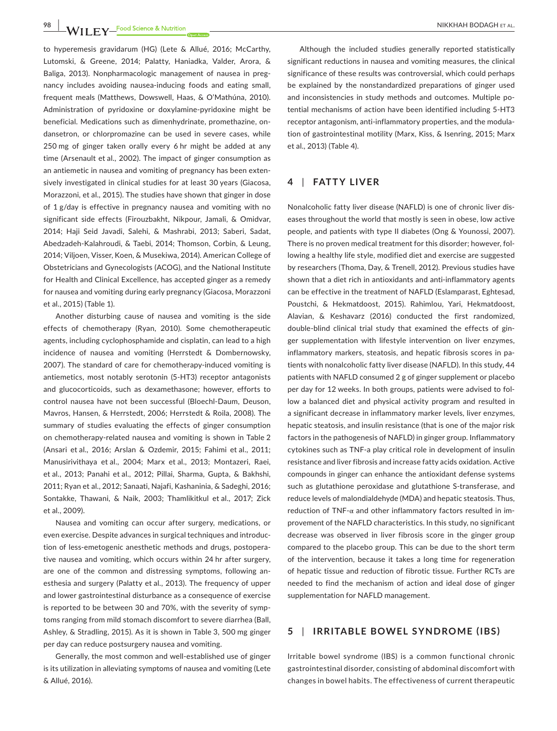to hyperemesis gravidarum (HG) (Lete & Allué, 2016; McCarthy, Lutomski, & Greene, 2014; Palatty, Haniadka, Valder, Arora, & Baliga, 2013). Nonpharmacologic management of nausea in pregnancy includes avoiding nausea-inducing foods and eating small, frequent meals (Matthews, Dowswell, Haas, & O'Mathúna, 2010). Administration of pyridoxine or doxylamine-pyridoxine might be beneficial. Medications such as dimenhydrinate, promethazine, ondansetron, or chlorpromazine can be used in severe cases, while 250 mg of ginger taken orally every 6 hr might be added at any time (Arsenault et al., 2002). The impact of ginger consumption as an antiemetic in nausea and vomiting of pregnancy has been extensively investigated in clinical studies for at least 30 years (Giacosa, Morazzoni, et al., 2015). The studies have shown that ginger in dose of 1 g/day is effective in pregnancy nausea and vomiting with no significant side effects (Firouzbakht, Nikpour, Jamali, & Omidvar, 2014; Haji Seid Javadi, Salehi, & Mashrabi, 2013; Saberi, Sadat, Abedzadeh-Kalahroudi, & Taebi, 2014; Thomson, Corbin, & Leung, 2014; Viljoen, Visser, Koen, & Musekiwa, 2014). American College of Obstetricians and Gynecologists (ACOG), and the National Institute for Health and Clinical Excellence, has accepted ginger as a remedy for nausea and vomiting during early pregnancy (Giacosa, Morazzoni et al., 2015) (Table 1).

Another disturbing cause of nausea and vomiting is the side effects of chemotherapy (Ryan, 2010). Some chemotherapeutic agents, including cyclophosphamide and cisplatin, can lead to a high incidence of nausea and vomiting (Herrstedt & Dombernowsky, 2007). The standard of care for chemotherapy-induced vomiting is antiemetics, most notably serotonin (5-HT3) receptor antagonists and glucocorticoids, such as dexamethasone; however, efforts to control nausea have not been successful (Bloechl-Daum, Deuson, Mavros, Hansen, & Herrstedt, 2006; Herrstedt & Roila, 2008). The summary of studies evaluating the effects of ginger consumption on chemotherapy-related nausea and vomiting is shown in Table 2 (Ansari et al., 2016; Arslan & Ozdemir, 2015; Fahimi et al., 2011; Manusirivithaya et al., 2004; Marx et al., 2013; Montazeri, Raei, et al., 2013; Panahi et al., 2012; Pillai, Sharma, Gupta, & Bakhshi, 2011; Ryan et al., 2012; Sanaati, Najafi, Kashaninia, & Sadeghi, 2016; Sontakke, Thawani, & Naik, 2003; Thamlikitkul et al., 2017; Zick et al., 2009).

Nausea and vomiting can occur after surgery, medications, or even exercise. Despite advances in surgical techniques and introduction of less-emetogenic anesthetic methods and drugs, postoperative nausea and vomiting, which occurs within 24 hr after surgery, are one of the common and distressing symptoms, following anesthesia and surgery (Palatty et al., 2013). The frequency of upper and lower gastrointestinal disturbance as a consequence of exercise is reported to be between 30 and 70%, with the severity of symptoms ranging from mild stomach discomfort to severe diarrhea (Ball, Ashley, & Stradling, 2015). As it is shown in Table 3, 500 mg ginger per day can reduce postsurgery nausea and vomiting.

Generally, the most common and well-established use of ginger is its utilization in alleviating symptoms of nausea and vomiting (Lete & Allué, 2016).

Although the included studies generally reported statistically significant reductions in nausea and vomiting measures, the clinical significance of these results was controversial, which could perhaps be explained by the nonstandardized preparations of ginger used and inconsistencies in study methods and outcomes. Multiple potential mechanisms of action have been identified including 5-HT3 receptor antagonism, anti-inflammatory properties, and the modulation of gastrointestinal motility (Marx, Kiss, & Isenring, 2015; Marx et al., 2013) (Table 4).

## 4 | FATTY LIVER

Nonalcoholic fatty liver disease (NAFLD) is one of chronic liver diseases throughout the world that mostly is seen in obese, low active people, and patients with type II diabetes (Ong & Younossi, 2007). There is no proven medical treatment for this disorder; however, following a healthy life style, modified diet and exercise are suggested by researchers (Thoma, Day, & Trenell, 2012). Previous studies have shown that a diet rich in antioxidants and anti-inflammatory agents can be effective in the treatment of NAFLD (Eslamparast, Eghtesad, Poustchi, & Hekmatdoost, 2015). Rahimlou, Yari, Hekmatdoost, Alavian, & Keshavarz (2016) conducted the first randomized, double-blind clinical trial study that examined the effects of ginger supplementation with lifestyle intervention on liver enzymes, inflammatory markers, steatosis, and hepatic fibrosis scores in patients with nonalcoholic fatty liver disease (NAFLD). In this study, 44 patients with NAFLD consumed 2 g of ginger supplement or placebo per day for 12 weeks. In both groups, patients were advised to follow a balanced diet and physical activity program and resulted in a significant decrease in inflammatory marker levels, liver enzymes, hepatic steatosis, and insulin resistance (that is one of the major risk factors in the pathogenesis of NAFLD) in ginger group. Inflammatory cytokines such as TNF-a play critical role in development of insulin resistance and liver fibrosis and increase fatty acids oxidation. Active compounds in ginger can enhance the antioxidant defense systems such as glutathione peroxidase and glutathione S-transferase, and reduce levels of malondialdehyde (MDA) and hepatic steatosis. Thus, reduction of TNF-$\alpha$ and other inflammatory factors resulted in improvement of the NAFLD characteristics. In this study, no significant decrease was observed in liver fibrosis score in the ginger group compared to the placebo group. This can be due to the short term of the intervention, because it takes a long time for regeneration of hepatic tissue and reduction of fibrotic tissue. Further RCTs are needed to find the mechanism of action and ideal dose of ginger supplementation for NAFLD management.

## 5 | IRRITABLE BOWEL SYNDROME (IBS)

Irritable bowel syndrome (IBS) is a common functional chronic gastrointestinal disorder, consisting of abdominal discomfort with changes in bowel habits. The effectiveness of current therapeutic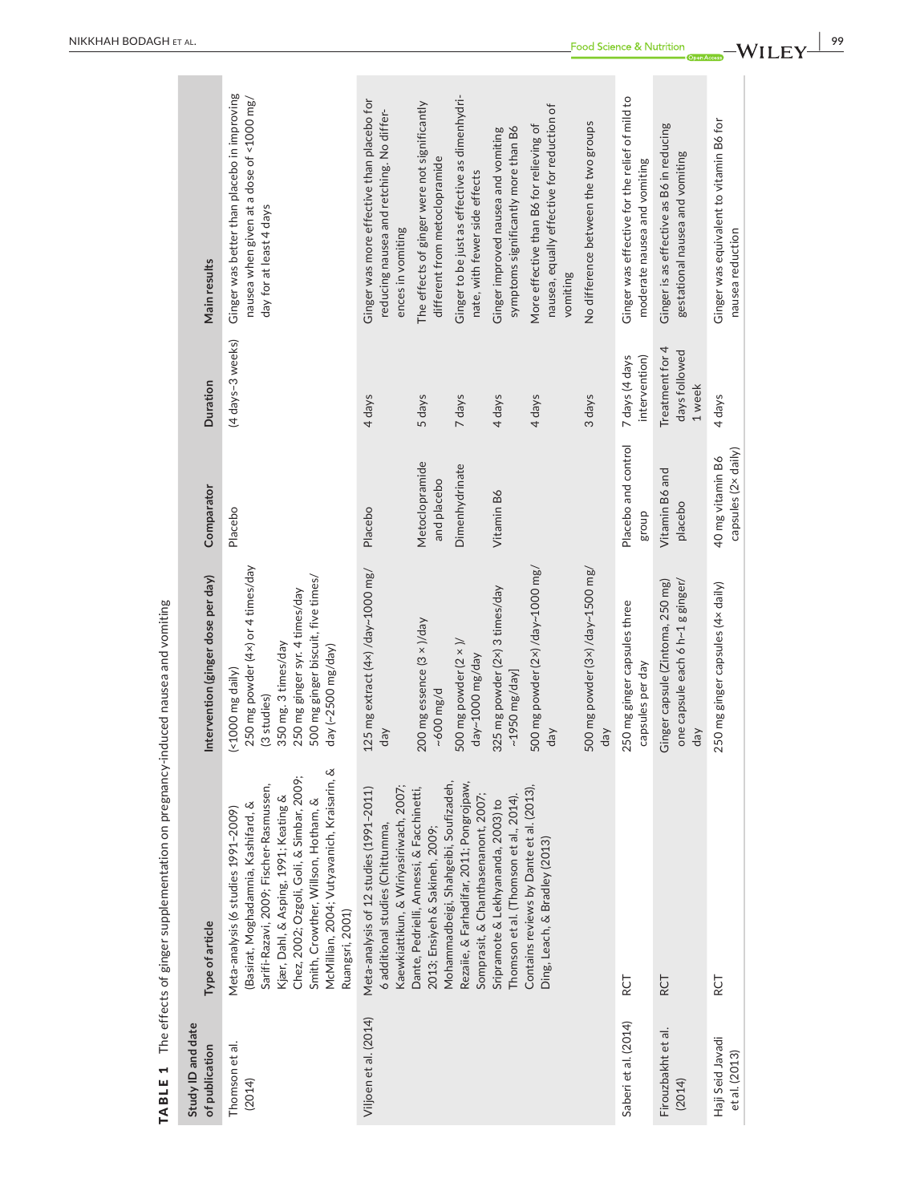**TABLE 1** The effects of ginger supplementation on pregnancy-induced nausea and vomiting

| Study ID and date of publication | Type of article | Intervention (ginger dose per day) | Comparator | Duration | Main results |
|---|---|---|---|---|---|
| Thomson et al. (2014) | Meta-analysis (6 studies 1991–2009) (Basirat, Moghadamnia, Kashifard, & Sarifi-Razavi, 2009; Fischer-Rasmussen, Kjær, Dahl, & Asping, 1991; Keating & Chez, 2002; Ozgoli, Goli, & Simbar, 2009; Smith, Crowther, Willson, Hotham, & McMillian, 2004; Vutyavanich, Kraisarin, & Ruangsri, 2001) | (<1000 mg daily)<br>250 mg powder (4×) or 4 times/day (3 studies)<br>350 mg. 3 times/day<br>250 mg ginger syr. 4 times/day<br>500 mg ginger biscuit, five times/day (~2500 mg/day) | Placebo | (4 days–3 weeks) | Ginger was better than placebo in improving nausea when given at a dose of <1000 mg/day for at least 4 days |
| Viljoen et al. (2014) | Meta-analysis of 12 studies (1991–2011) 6 additional studies (Chittumma, Kaewkiattikun, & Wiriyasiriwach, 2007; Dante, Pedrielli, Annessi, & Facchinetti, 2013; Ensiyeh & Sakineh, 2009; Mohammadbeigi, Shahgeibi, Soufizadeh, Rezaiie, & Farhadifar, 2011; Pongrojpaw, Somprasit, & Chanthasenanont, 2007; Sripramote & Lekhyananda, 2003) to Thomson et al. (Thomson et al., 2014). Contains reviews by Dante et al. (2013), Ding, Leach, & Bradley (2013) | 125 mg extract (4×) /day–1000 mg/day | Placebo | 4 days | Ginger was more effective than placebo for reducing nausea and retching. No differences in vomiting |
| | | 200 mg essence (3 × )/day ~600 mg/d | Metoclopramide and placebo | 5 days | The effects of ginger were not significantly different from metoclopramide |
| | | 500 mg powder (2 × )/day–1000 mg/day | Dimenhydrinate | 7 days | Ginger to be just as effective as dimenhydrinate, with fewer side effects |
| | | 325 mg powder (2×) 3 times/day ~1950 mg/day] | Vitamin B6 | 4 days | Ginger improved nausea and vomiting symptoms significantly more than B6 |
| | | 500 mg powder (2×) /day–1000 mg/day | | 4 days | More effective than B6 for relieving of nausea, equally effective for reduction of vomiting |
| | | 500 mg powder (3×) /day–1500 mg/day | | 3 days | No difference between the two groups |
| Saberi et al. (2014) | RCT | 250 mg ginger capsules three capsules per day | Placebo and control group | 7 days (4 days intervention) | Ginger was effective for the relief of mild to moderate nausea and vomiting |
| Firouzbakht et al. (2014) | RCT | Ginger capsule (Zintoma, 250 mg) one capsule each 6 h–1 g ginger/day | Vitamin B6 and placebo | Treatment for 4 days followed 1 week | Ginger is as effective as B6 in reducing gestational nausea and vomiting |
| Haji Seid Javadi et al. (2013) | RCT | 250 mg ginger capsules (4× daily) | 40 mg vitamin B6 capsules (2× daily) | 4 days | Ginger was equivalent to vitamin B6 for nausea reduction |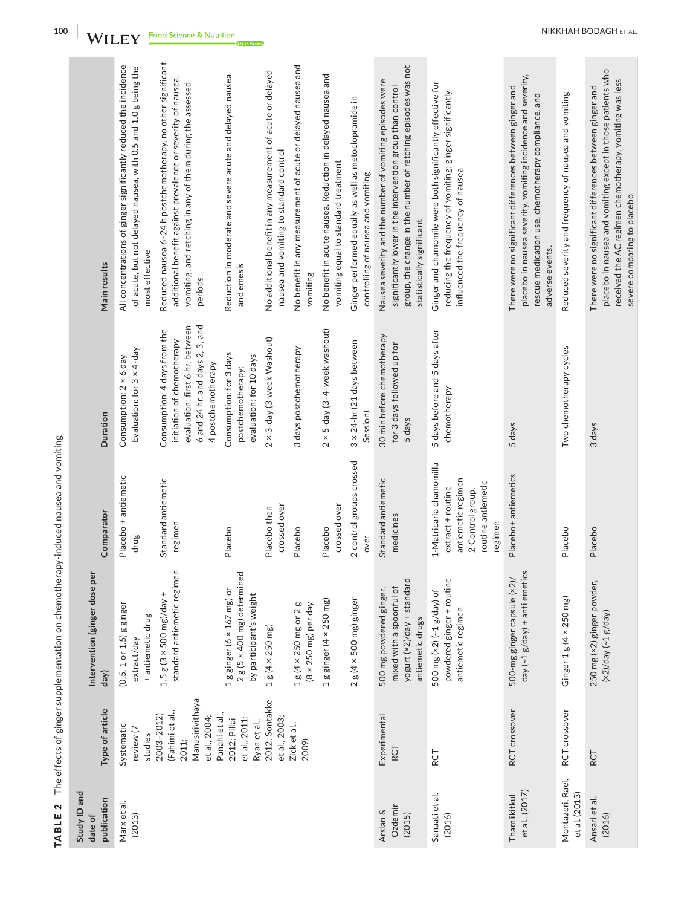**TABLE 2** The effects of ginger supplementation on chemotherapy-induced nausea and vomiting

| Study ID and date of publication | Type of article | Intervention (ginger dose per day) | Comparator | Duration | Main results |
|---|---|---|---|---|---|
| Marx et al. (2013) | Systematic review (7 studies 2003–2012) (Fahimi et al., 2011; Manusirivithaya et al., 2004; Panahi et al., 2012; Pillai et al., 2011; Ryan et al., 2012; Sontakke et al., 2003; Zick et al., 2009) | (0.5, 1 or 1.5) g ginger extract/day + antiemetic drug | Placebo + antiemetic drug | Consumption: 2 × 6 day Evaluation: for 3 × 4-day | All concentrations of ginger significantly reduced the incidence of acute, but not delayed nausea, with 0.5 and 1.0 g being the most effective |
| | | 1.5 g (3 × 500 mg)/day + standard antiemetic regimen | Standard antiemetic regimen | Consumption: 4 days from the initiation of chemotherapy evaluation: first 6 hr, between 6 and 24 hr, and days 2, 3, and 4 postchemotherapy | Reduced nausea 6–24 h postchemotherapy, no other significant additional benefit against prevalence or severity of nausea, vomiting, and retching in any of them during the assessed periods. |
| | | 1 g ginger (6 × 167 mg) or 2 g (5 × 400 mg) determined by participant's weight | Placebo | Consumption: for 3 days postchemotherapy; evaluation: for 10 days | Reduction in moderate and severe acute and delayed nausea and emesis |
| | | 1 g (4 × 250 mg) | Placebo then crossed over | 2 × 3-day (3-week Washout) | No additional benefit in any measurement of acute or delayed nausea and vomiting to standard control |
| | | 1 g (4 × 250 mg or 2 g (8 × 250 mg) per day | Placebo | 3 days postchemotherapy | No benefit in any measurement of acute or delayed nausea and vomiting |
| | | 1 g ginger (4 × 250 mg) | Placebo crossed over | 2 × 5-day (3–4-week washout) | No benefit in acute nausea. Reduction in delayed nausea and vomiting equal to standard treatment |
| | | 2 g (4 × 500 mg) ginger | 2 control groups crossed over | 3 × 24-hr (21 days between Session) | Ginger performed equally as well as metoclopramide in controlling of nausea and vomiting |
| Arslan & Ozdemir (2015) | Experimental RCT | 500 mg powdered ginger, mixed with a spoonful of yogurt (×2)/day + standard antiemetic drugs | Standard antiemetic medicines | 30 min before chemotherapy for 3 days followed up for 5 days | Nausea severity and the number of vomiting episodes were significantly lower in the intervention group than control group, the change in the number of retching episodes was not statistically significant |
| Sanaati et al. (2016) | RCT | 500 mg (×2) (~1 g/day) of powdered ginger + routine antiemetic regimen | 1-Matricaria chamomilla extract + routine antiemetic regimen 2-Control group, routine antiemetic regimen | 5 days before and 5 days after chemotherapy | Ginger and chamomile were both significantly effective for reducing the frequency of vomiting; ginger significantly influenced the frequency of nausea |
| Thamlikitkul et al., (2017) | RCT crossover | 500-mg ginger capsule (×2)/day (~1 g/day) + anti emetics | Placebo+ antiemetics | 5 days | There were no significant differences between ginger and placebo in nausea severity, vomiting incidence and severity, rescue medication use, chemotherapy compliance, and adverse events. |
| Montazeri, Raei, et al. (2013) | RCT crossover | Ginger 1 g (4 × 250 mg) | Placebo | Two chemotherapy cycles | Reduced severity and frequency of nausea and vomiting |
| Ansari et al. (2016) | RCT | 250 mg (×2) ginger powder, (×2)/day (~1 g/day) | Placebo | 3 days | There were no significant differences between ginger and placebo in nausea and vomiting except in those patients who received the AC regimen chemotherapy, vomiting was less severe comparing to placebo |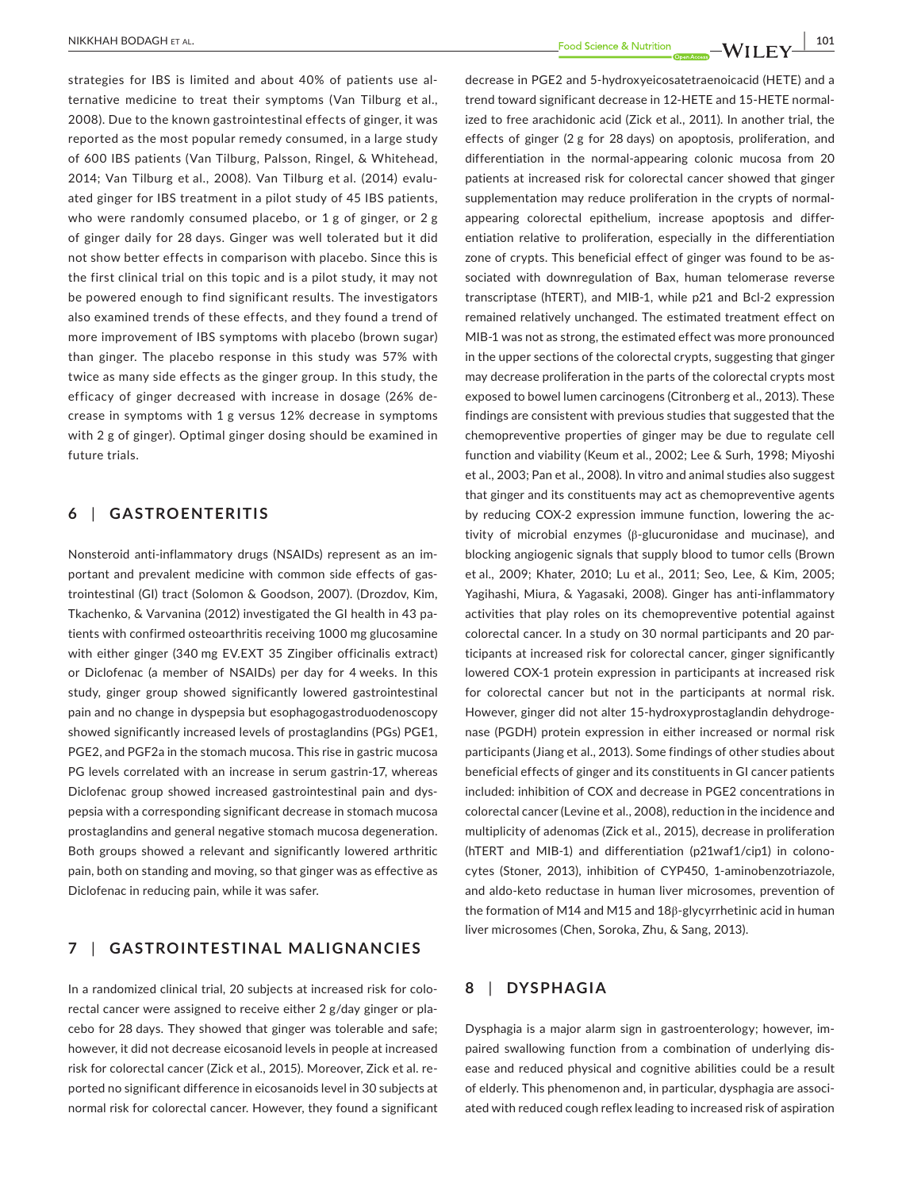strategies for IBS is limited and about 40% of patients use alternative medicine to treat their symptoms (Van Tilburg et al., 2008). Due to the known gastrointestinal effects of ginger, it was reported as the most popular remedy consumed, in a large study of 600 IBS patients (Van Tilburg, Palsson, Ringel, & Whitehead, 2014; Van Tilburg et al., 2008). Van Tilburg et al. (2014) evaluated ginger for IBS treatment in a pilot study of 45 IBS patients, who were randomly consumed placebo, or 1 g of ginger, or 2 g of ginger daily for 28 days. Ginger was well tolerated but it did not show better effects in comparison with placebo. Since this is the first clinical trial on this topic and is a pilot study, it may not be powered enough to find significant results. The investigators also examined trends of these effects, and they found a trend of more improvement of IBS symptoms with placebo (brown sugar) than ginger. The placebo response in this study was 57% with twice as many side effects as the ginger group. In this study, the efficacy of ginger decreased with increase in dosage (26% decrease in symptoms with 1 g versus 12% decrease in symptoms with 2 g of ginger). Optimal ginger dosing should be examined in future trials.

## 6 | GASTROENTERITIS

Nonsteroid anti-inflammatory drugs (NSAIDs) represent as an important and prevalent medicine with common side effects of gastrointestinal (GI) tract (Solomon & Goodson, 2007). (Drozdov, Kim, Tkachenko, & Varvanina (2012) investigated the GI health in 43 patients with confirmed osteoarthritis receiving 1000 mg glucosamine with either ginger (340 mg EV.EXT 35 Zingiber officinalis extract) or Diclofenac (a member of NSAIDs) per day for 4 weeks. In this study, ginger group showed significantly lowered gastrointestinal pain and no change in dyspepsia but esophagogastroduodenoscopy showed significantly increased levels of prostaglandins (PGs) PGE1, PGE2, and PGF2a in the stomach mucosa. This rise in gastric mucosa PG levels correlated with an increase in serum gastrin-17, whereas Diclofenac group showed increased gastrointestinal pain and dyspepsia with a corresponding significant decrease in stomach mucosa prostaglandins and general negative stomach mucosa degeneration. Both groups showed a relevant and significantly lowered arthritic pain, both on standing and moving, so that ginger was as effective as Diclofenac in reducing pain, while it was safer.

## 7 | GASTROINTESTINAL MALIGNANCIES

In a randomized clinical trial, 20 subjects at increased risk for colorectal cancer were assigned to receive either 2 g/day ginger or placebo for 28 days. They showed that ginger was tolerable and safe; however, it did not decrease eicosanoid levels in people at increased risk for colorectal cancer (Zick et al., 2015). Moreover, Zick et al. reported no significant difference in eicosanoids level in 30 subjects at normal risk for colorectal cancer. However, they found a significant decrease in PGE2 and 5-hydroxyeicosatetraenoicacid (HETE) and a trend toward significant decrease in 12-HETE and 15-HETE normalized to free arachidonic acid (Zick et al., 2011). In another trial, the effects of ginger (2 g for 28 days) on apoptosis, proliferation, and differentiation in the normal-appearing colonic mucosa from 20 patients at increased risk for colorectal cancer showed that ginger supplementation may reduce proliferation in the crypts of normal-appearing colorectal epithelium, increase apoptosis and differentiation relative to proliferation, especially in the differentiation zone of crypts. This beneficial effect of ginger was found to be associated with downregulation of Bax, human telomerase reverse transcriptase (hTERT), and MIB-1, while p21 and Bcl-2 expression remained relatively unchanged. The estimated treatment effect on MIB-1 was not as strong, the estimated effect was more pronounced in the upper sections of the colorectal crypts, suggesting that ginger may decrease proliferation in the parts of the colorectal crypts most exposed to bowel lumen carcinogens (Citronberg et al., 2013). These findings are consistent with previous studies that suggested that the chemopreventive properties of ginger may be due to regulate cell function and viability (Keum et al., 2002; Lee & Surh, 1998; Miyoshi et al., 2003; Pan et al., 2008). In vitro and animal studies also suggest that ginger and its constituents may act as chemopreventive agents by reducing COX-2 expression immune function, lowering the activity of microbial enzymes (β-glucuronidase and mucinase), and blocking angiogenic signals that supply blood to tumor cells (Brown et al., 2009; Khater, 2010; Lu et al., 2011; Seo, Lee, & Kim, 2005; Yagihashi, Miura, & Yagasaki, 2008). Ginger has anti-inflammatory activities that play roles on its chemopreventive potential against colorectal cancer. In a study on 30 normal participants and 20 participants at increased risk for colorectal cancer, ginger significantly lowered COX-1 protein expression in participants at increased risk for colorectal cancer but not in the participants at normal risk. However, ginger did not alter 15-hydroxyprostaglandin dehydrogenase (PGDH) protein expression in either increased or normal risk participants (Jiang et al., 2013). Some findings of other studies about beneficial effects of ginger and its constituents in GI cancer patients included: inhibition of COX and decrease in PGE2 concentrations in colorectal cancer (Levine et al., 2008), reduction in the incidence and multiplicity of adenomas (Zick et al., 2015), decrease in proliferation (hTERT and MIB-1) and differentiation (p21waf1/cip1) in colonocytes (Stoner, 2013), inhibition of CYP450, 1-aminobenzotriazole, and aldo-keto reductase in human liver microsomes, prevention of the formation of M14 and M15 and 18β-glycyrrhetinic acid in human liver microsomes (Chen, Soroka, Zhu, & Sang, 2013).

## 8 | DYSPHAGIA

Dysphagia is a major alarm sign in gastroenterology; however, impaired swallowing function from a combination of underlying disease and reduced physical and cognitive abilities could be a result of elderly. This phenomenon and, in particular, dysphagia are associated with reduced cough reflex leading to increased risk of aspiration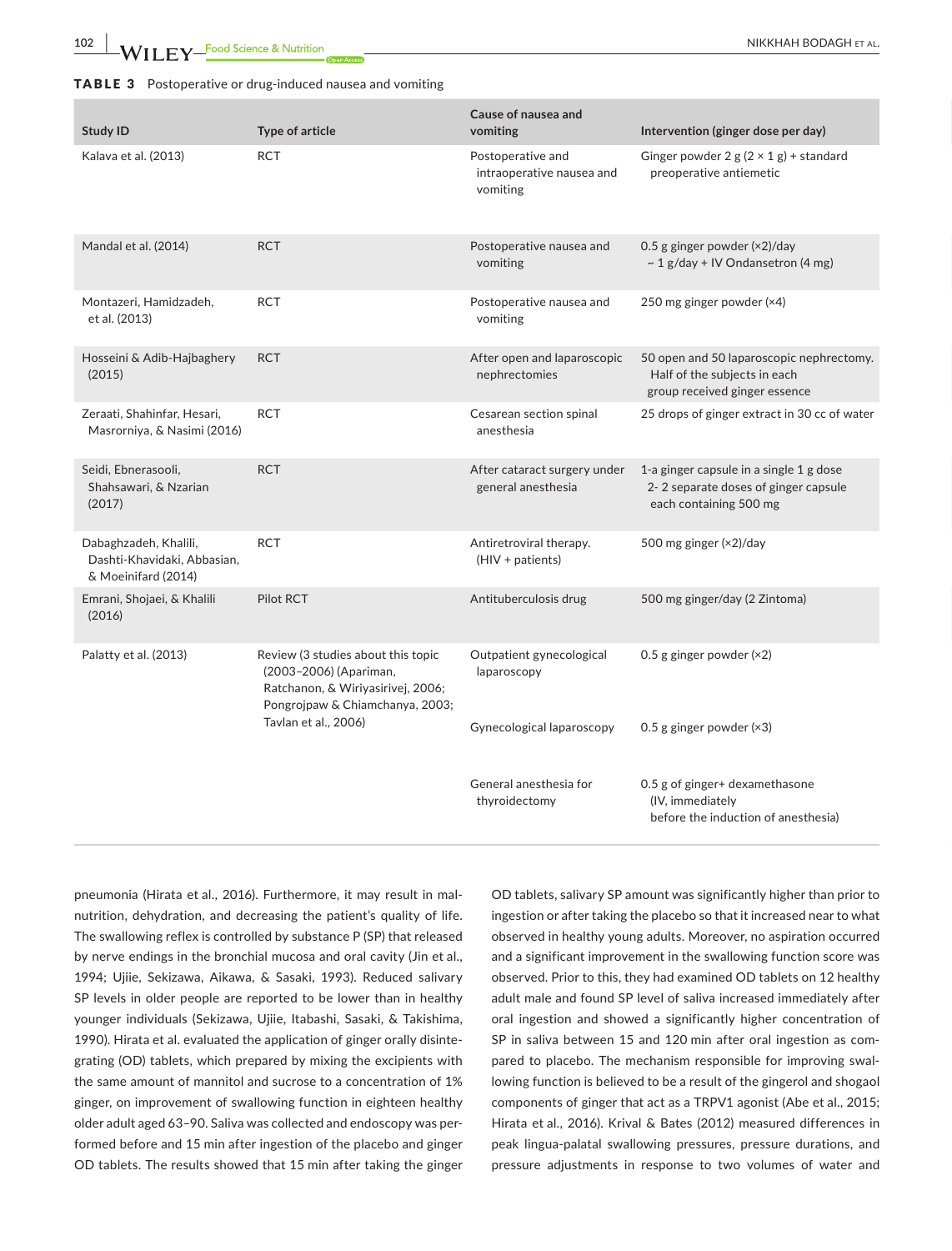**TABLE 3** Postoperative or drug-induced nausea and vomiting

| Study ID | Type of article | Cause of nausea and vomiting | Intervention (ginger dose per day) |
|---|---|---|---|
| Kalava et al. (2013) | RCT | Postoperative and intraoperative nausea and vomiting | Ginger powder 2 g (2 × 1 g) + standard preoperative antiemetic |
| Mandal et al. (2014) | RCT | Postoperative nausea and vomiting | 0.5 g ginger powder (×2)/day ~ 1 g/day + IV Ondansetron (4 mg) |
| Montazeri, Hamidzadeh, et al. (2013) | RCT | Postoperative nausea and vomiting | 250 mg ginger powder (×4) |
| Hosseini & Adib-Hajbaghery (2015) | RCT | After open and laparoscopic nephrectomies | 50 open and 50 laparoscopic nephrectomy. Half of the subjects in each group received ginger essence |
| Zeraati, Shahinfar, Hesari, Masrorniya, & Nasimi (2016) | RCT | Cesarean section spinal anesthesia | 25 drops of ginger extract in 30 cc of water |
| Seidi, Ebnerasooli, Shahsawari, & Nzarian (2017) | RCT | After cataract surgery under general anesthesia | 1-a ginger capsule in a single 1 g dose 2- 2 separate doses of ginger capsule each containing 500 mg |
| Dabaghzadeh, Khalili, Dashti-Khavidaki, Abbasian, & Moeinifard (2014) | RCT | Antiretroviral therapy. (HIV + patients) | 500 mg ginger (×2)/day |
| Emrani, Shojaei, & Khalili (2016) | Pilot RCT | Antituberculosis drug | 500 mg ginger/day (2 Zintoma) |
| Palatty et al. (2013) | Review (3 studies about this topic (2003–2006) (Apariman, Ratchanon, & Wiriyasirivej, 2006; Pongrojpaw & Chiamchanya, 2003; Tavlan et al., 2006) | Outpatient gynecological laparoscopy | 0.5 g ginger powder (×2) |
| | | Gynecological laparoscopy | 0.5 g ginger powder (×3) |
| | | General anesthesia for thyroidectomy | 0.5 g of ginger+ dexamethasone (IV, immediately before the induction of anesthesia) |

pneumonia (Hirata et al., 2016). Furthermore, it may result in malnutrition, dehydration, and decreasing the patient's quality of life. The swallowing reflex is controlled by substance P (SP) that released by nerve endings in the bronchial mucosa and oral cavity (Jin et al., 1994; Ujiie, Sekizawa, Aikawa, & Sasaki, 1993). Reduced salivary SP levels in older people are reported to be lower than in healthy younger individuals (Sekizawa, Ujiie, Itabashi, Sasaki, & Takishima, 1990). Hirata et al. evaluated the application of ginger orally disintegrating (OD) tablets, which prepared by mixing the excipients with the same amount of mannitol and sucrose to a concentration of 1% ginger, on improvement of swallowing function in eighteen healthy older adult aged 63–90. Saliva was collected and endoscopy was performed before and 15 min after ingestion of the placebo and ginger OD tablets. The results showed that 15 min after taking the ginger OD tablets, salivary SP amount was significantly higher than prior to ingestion or after taking the placebo so that it increased near to what observed in healthy young adults. Moreover, no aspiration occurred and a significant improvement in the swallowing function score was observed. Prior to this, they had examined OD tablets on 12 healthy adult male and found SP level of saliva increased immediately after oral ingestion and showed a significantly higher concentration of SP in saliva between 15 and 120 min after oral ingestion as compared to placebo. The mechanism responsible for improving swallowing function is believed to be a result of the gingerol and shogaol components of ginger that act as a TRPV1 agonist (Abe et al., 2015; Hirata et al., 2016). Krival & Bates (2012) measured differences in peak lingua-palatal swallowing pressures, pressure durations, and pressure adjustments in response to two volumes of water and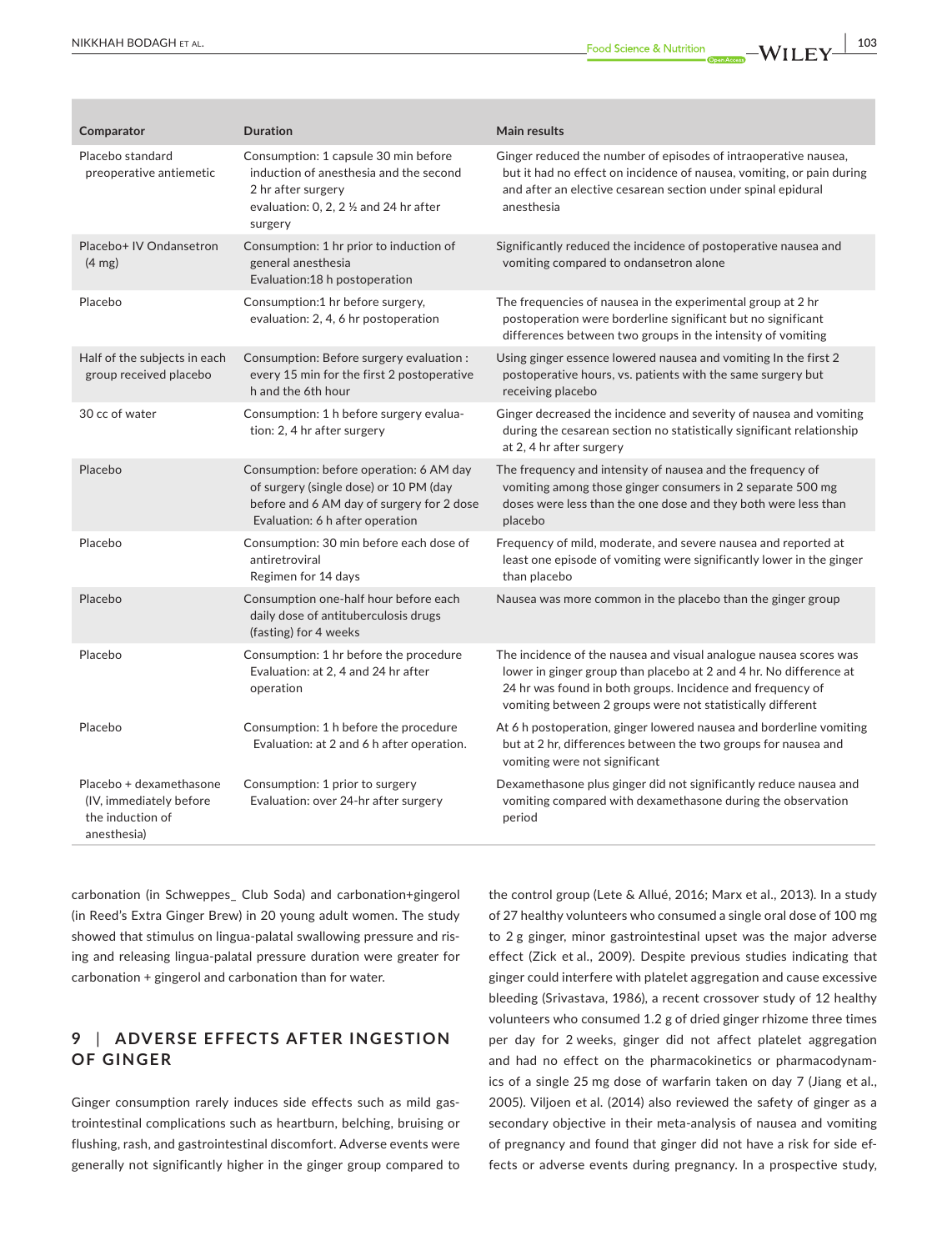| Comparator | Duration | Main results |
|---|---|---|
| Placebo standard preoperative antiemetic | Consumption: 1 capsule 30 min before induction of anesthesia and the second 2 hr after surgery evaluation: 0, 2, 2 ½ and 24 hr after surgery | Ginger reduced the number of episodes of intraoperative nausea, but it had no effect on incidence of nausea, vomiting, or pain during and after an elective cesarean section under spinal epidural anesthesia |
| Placebo+ IV Ondansetron (4 mg) | Consumption: 1 hr prior to induction of general anesthesia Evaluation:18 h postoperation | Significantly reduced the incidence of postoperative nausea and vomiting compared to ondansetron alone |
| Placebo | Consumption:1 hr before surgery, evaluation: 2, 4, 6 hr postoperation | The frequencies of nausea in the experimental group at 2 hr postoperation were borderline significant but no significant differences between two groups in the intensity of vomiting |
| Half of the subjects in each group received placebo | Consumption: Before surgery evaluation : every 15 min for the first 2 postoperative h and the 6th hour | Using ginger essence lowered nausea and vomiting In the first 2 postoperative hours, vs. patients with the same surgery but receiving placebo |
| 30 cc of water | Consumption: 1 h before surgery evaluation: 2, 4 hr after surgery | Ginger decreased the incidence and severity of nausea and vomiting during the cesarean section no statistically significant relationship at 2, 4 hr after surgery |
| Placebo | Consumption: before operation: 6 AM day of surgery (single dose) or 10 PM (day before and 6 AM day of surgery for 2 dose Evaluation: 6 h after operation | The frequency and intensity of nausea and the frequency of vomiting among those ginger consumers in 2 separate 500 mg doses were less than the one dose and they both were less than placebo |
| Placebo | Consumption: 30 min before each dose of antiretroviral Regimen for 14 days | Frequency of mild, moderate, and severe nausea and reported at least one episode of vomiting were significantly lower in the ginger than placebo |
| Placebo | Consumption one-half hour before each daily dose of antituberculosis drugs (fasting) for 4 weeks | Nausea was more common in the placebo than the ginger group |
| Placebo | Consumption: 1 hr before the procedure Evaluation: at 2, 4 and 24 hr after operation | The incidence of the nausea and visual analogue nausea scores was lower in ginger group than placebo at 2 and 4 hr. No difference at 24 hr was found in both groups. Incidence and frequency of vomiting between 2 groups were not statistically different |
| Placebo | Consumption: 1 h before the procedure Evaluation: at 2 and 6 h after operation. | At 6 h postoperation, ginger lowered nausea and borderline vomiting but at 2 hr, differences between the two groups for nausea and vomiting were not significant |
| Placebo + dexamethasone (IV, immediately before the induction of anesthesia) | Consumption: 1 prior to surgery Evaluation: over 24-hr after surgery | Dexamethasone plus ginger did not significantly reduce nausea and vomiting compared with dexamethasone during the observation period |

carbonation (in Schweppes_ Club Soda) and carbonation+gingerol (in Reed's Extra Ginger Brew) in 20 young adult women. The study showed that stimulus on lingua-palatal swallowing pressure and rising and releasing lingua-palatal pressure duration were greater for carbonation + gingerol and carbonation than for water.

## 9 | ADVERSE EFFECTS AFTER INGESTION OF GINGER

Ginger consumption rarely induces side effects such as mild gastrointestinal complications such as heartburn, belching, bruising or flushing, rash, and gastrointestinal discomfort. Adverse events were generally not significantly higher in the ginger group compared to the control group (Lete & Allué, 2016; Marx et al., 2013). In a study of 27 healthy volunteers who consumed a single oral dose of 100 mg to 2 g ginger, minor gastrointestinal upset was the major adverse effect (Zick et al., 2009). Despite previous studies indicating that ginger could interfere with platelet aggregation and cause excessive bleeding (Srivastava, 1986), a recent crossover study of 12 healthy volunteers who consumed 1.2 g of dried ginger rhizome three times per day for 2 weeks, ginger did not affect platelet aggregation and had no effect on the pharmacokinetics or pharmacodynamics of a single 25 mg dose of warfarin taken on day 7 (Jiang et al., 2005). Viljoen et al. (2014) also reviewed the safety of ginger as a secondary objective in their meta-analysis of nausea and vomiting of pregnancy and found that ginger did not have a risk for side effects or adverse events during pregnancy. In a prospective study,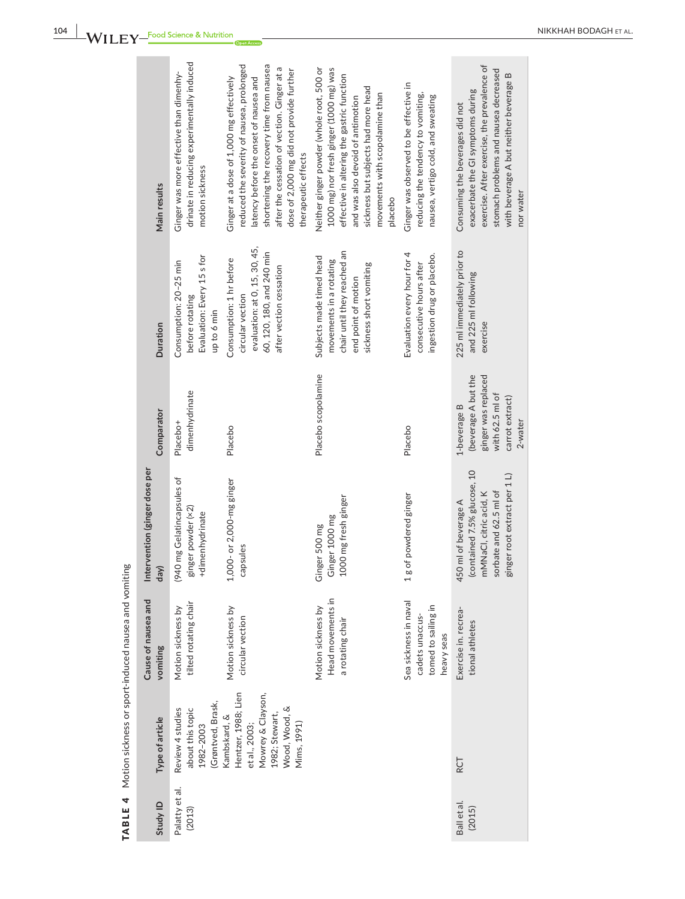**TABLE 4** Motion sickness or sport-induced nausea and vomiting

| Study ID | Type of article | Cause of nausea and vomiting | Intervention (ginger dose per day) | Comparator | Duration | Main results |
|---|---|---|---|---|---|---|
| Palatty et al. (2013) | Review 4 studies about this topic 1982–2003 (Grøntved, Brask, Kambskard, & Hentzer, 1988; Lien et al., 2003; Mowrey & Clayson, 1982; Stewart, Wood, Wood, & Mims, 1991) | Motion sickness by tilted rotating chair | (940 mg Gelatincapsules of ginger powder (×2) +dimenhydrinate | Placebo+ dimenhydrinate | Consumption: 20–25 min before rotating Evaluation: Every 15 s for up to 6 min | Ginger was more effective than dimenhydrinate in reducing experimentally induced motion sickness |
| | | Motion sickness by circular vection | 1,000- or 2,000-mg ginger capsules | Placebo | Consumption: 1 hr before circular vection evaluation: at 0, 15, 30, 45, 60, 120, 180, and 240 min after vection cessation | Ginger at a dose of 1,000 mg effectively reduced the severity of nausea, prolonged latency before the onset of nausea and shortening the recovery time from nausea after the cessation of vection. Ginger at a dose of 2,000 mg did not provide further therapeutic effects |
| | | Motion sickness by Head movements in a rotating chair | Ginger 500 mg Ginger 1000 mg 1000 mg fresh ginger | Placebo scopolamine | Subjects made timed head movements in a rotating chair until they reached an end point of motion sickness short vomiting | Neither ginger powder (whole root, 500 or 1000 mg) nor fresh ginger (1000 mg) was effective in altering the gastric function and was also devoid of antimotion sickness but subjects had more head movements with scopolamine than placebo |
| | | Sea sickness in naval cadets unaccustomed to sailing in heavy seas | 1 g of powdered ginger | Placebo | Evaluation every hour for 4 consecutive hours after ingestion drug or placebo. | Ginger was observed to be effective in reducing the tendency to vomiting, nausea, vertigo cold, and sweating |
| Ball et al. (2015) | RCT | Exercise in recreational athletes | 450 ml of beverage A (contained 7.5% glucose, 10 mMNaCl, citric acid, K sorbate and 62.5 ml of ginger root extract per 1 L) | 1-beverage B (beverage A but the ginger was replaced with 62.5 ml of carrot extract) 2-water | 225 ml immediately prior to and 225 ml following exercise | Consuming the beverages did not exacerbate the GI symptoms during exercise. After exercise, the prevalence of stomach problems and nausea decreased with beverage A but neither beverage B nor water |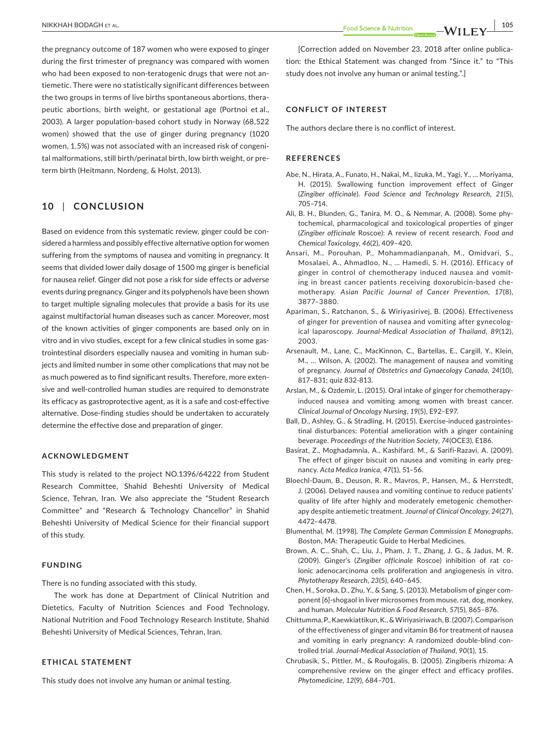the pregnancy outcome of 187 women who were exposed to ginger during the first trimester of pregnancy was compared with women who had been exposed to non-teratogenic drugs that were not antiemetic. There were no statistically significant differences between the two groups in terms of live births spontaneous abortions, therapeutic abortions, birth weight, or gestational age (Portnoi et al., 2003). A larger population-based cohort study in Norway (68,522 women) showed that the use of ginger during pregnancy (1020 women, 1.5%) was not associated with an increased risk of congenital malformations, still birth/perinatal birth, low birth weight, or preterm birth (Heitmann, Nordeng, & Holst, 2013).

## 10 | CONCLUSION

Based on evidence from this systematic review, ginger could be considered a harmless and possibly effective alternative option for women suffering from the symptoms of nausea and vomiting in pregnancy. It seems that divided lower daily dosage of 1500 mg ginger is beneficial for nausea relief. Ginger did not pose a risk for side effects or adverse events during pregnancy. Ginger and its polyphenols have been shown to target multiple signaling molecules that provide a basis for its use against multifactorial human diseases such as cancer. Moreover, most of the known activities of ginger components are based only on in vitro and in vivo studies, except for a few clinical studies in some gastrointestinal disorders especially nausea and vomiting in human subjects and limited number in some other complications that may not be as much powered as to find significant results. Therefore, more extensive and well-controlled human studies are required to demonstrate its efficacy as gastroprotective agent, as it is a safe and cost-effective alternative. Dose-finding studies should be undertaken to accurately determine the effective dose and preparation of ginger.

### ACKNOWLEDGMENT

This study is related to the project NO.1396/64222 from Student Research Committee, Shahid Beheshti University of Medical Science, Tehran, Iran. We also appreciate the "Student Research Committee" and "Research & Technology Chancellor" in Shahid Beheshti University of Medical Science for their financial support of this study.

### FUNDING

There is no funding associated with this study.

The work has done at Department of Clinical Nutrition and Dietetics, Faculty of Nutrition Sciences and Food Technology, National Nutrition and Food Technology Research Institute, Shahid Beheshti University of Medical Sciences, Tehran, Iran.

### ETHICAL STATEMENT

This study does not involve any human or animal testing.

[Correction added on November 23, 2018 after online publication: the Ethical Statement was changed from "Since it." to "This study does not involve any human or animal testing.".]

### CONFLICT OF INTEREST

The authors declare there is no conflict of interest.

### REFERENCES

Abe, N., Hirata, A., Funato, H., Nakai, M., Iizuka, M., Yagi, Y., … Moriyama, H. (2015). Swallowing function improvement effect of Ginger (*Zingiber officinale*). *Food Science and Technology Research*, *21*(5), 705–714.

Ali, B. H., Blunden, G., Tanira, M. O., & Nemmar, A. (2008). Some phytochemical, pharmacological and toxicological properties of ginger (*Zingiber officinale* Roscoe): A review of recent research. *Food and Chemical Toxicology*, *46*(2), 409–420.

Ansari, M., Porouhan, P., Mohammadianpanah, M., Omidvari, S., Mosalaei, A., Ahmadloo, N., … Hamedi, S. H. (2016). Efficacy of ginger in control of chemotherapy induced nausea and vomiting in breast cancer patients receiving doxorubicin-based chemotherapy. *Asian Pacific Journal of Cancer Prevention*, *17*(8), 3877–3880.

Apariman, S., Ratchanon, S., & Wiriyasirivej, B. (2006). Effectiveness of ginger for prevention of nausea and vomiting after gynecological laparoscopy. *Journal-Medical Association of Thailand*, *89*(12), 2003.

Arsenault, M., Lane, C., MacKinnon, C., Bartellas, E., Cargill, Y., Klein, M., … Wilson, A. (2002). The management of nausea and vomiting of pregnancy. *Journal of Obstetrics and Gynaecology Canada*, *24*(10), 817–831; quiz 832-813.

Arslan, M., & Ozdemir, L. (2015). Oral intake of ginger for chemotherapy-induced nausea and vomiting among women with breast cancer. *Clinical Journal of Oncology Nursing*, *19*(5), E92–E97.

Ball, D., Ashley, G., & Stradling, H. (2015). Exercise-induced gastrointestinal disturbances: Potential amelioration with a ginger containing beverage. *Proceedings of the Nutrition Society*, *74*(OCE3), E186.

Basirat, Z., Moghadamnia, A., Kashifard, M., & Sarifi-Razavi, A. (2009). The effect of ginger biscuit on nausea and vomiting in early pregnancy. *Acta Medica Iranica*, *47*(1), 51–56.

Bloechl-Daum, B., Deuson, R. R., Mavros, P., Hansen, M., & Herrstedt, J. (2006). Delayed nausea and vomiting continue to reduce patients' quality of life after highly and moderately emetogenic chemotherapy despite antiemetic treatment. *Journal of Clinical Oncology*, *24*(27), 4472–4478.

Blumenthal, M. (1998). *The Complete German Commission E Monographs*. Boston, MA: Therapeutic Guide to Herbal Medicines.

Brown, A. C., Shah, C., Liu, J., Pham, J. T., Zhang, J. G., & Jadus, M. R. (2009). Ginger's (*Zingiber officinale* Roscoe) inhibition of rat colonic adenocarcinoma cells proliferation and angiogenesis in vitro. *Phytotherapy Research*, *23*(5), 640–645.

Chen, H., Soroka, D., Zhu, Y., & Sang, S. (2013). Metabolism of ginger component [6]-shogaol in liver microsomes from mouse, rat, dog, monkey, and human. *Molecular Nutrition & Food Research*, *57*(5), 865–876.

Chittumma, P., Kaewkiattikun, K., & Wiriyasiriwach, B. (2007). Comparison of the effectiveness of ginger and vitamin B6 for treatment of nausea and vomiting in early pregnancy: A randomized double-blind controlled trial. *Journal-Medical Association of Thailand*, *90*(1), 15.

Chrubasik, S., Pittler, M., & Roufogalis, B. (2005). Zingiberis rhizoma: A comprehensive review on the ginger effect and efficacy profiles. *Phytomedicine*, *12*(9), 684–701.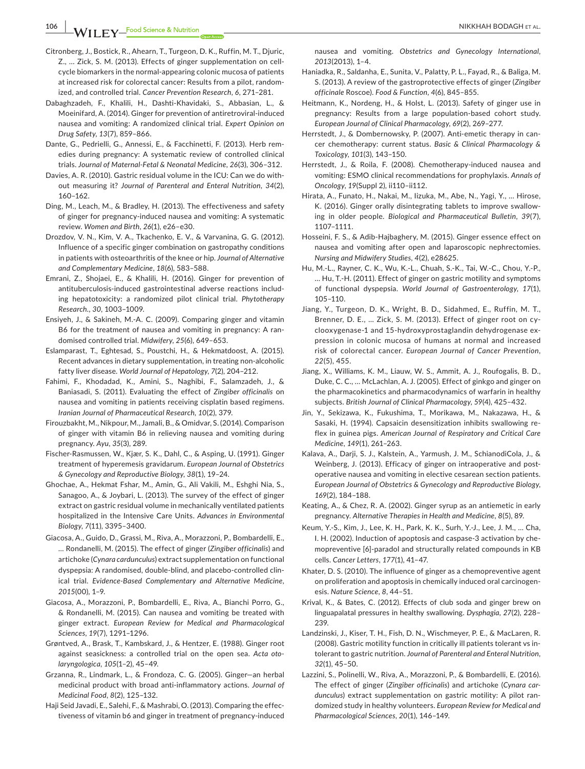Citronberg, J., Bostick, R., Ahearn, T., Turgeon, D. K., Ruffin, M. T., Djuric, Z., … Zick, S. M. (2013). Effects of ginger supplementation on cell-cycle biomarkers in the normal-appearing colonic mucosa of patients at increased risk for colorectal cancer: Results from a pilot, randomized, and controlled trial. *Cancer Prevention Research*, *6*, 271–281.

Dabaghzadeh, F., Khalili, H., Dashti-Khavidaki, S., Abbasian, L., & Moeinifard, A. (2014). Ginger for prevention of antiretroviral-induced nausea and vomiting: A randomized clinical trial. *Expert Opinion on Drug Safety*, *13*(7), 859–866.

Dante, G., Pedrielli, G., Annessi, E., & Facchinetti, F. (2013). Herb remedies during pregnancy: A systematic review of controlled clinical trials. *Journal of Maternal-Fetal & Neonatal Medicine*, *26*(3), 306–312.

Davies, A. R. (2010). Gastric residual volume in the ICU: Can we do without measuring it? *Journal of Parenteral and Enteral Nutrition*, *34*(2), 160–162.

Ding, M., Leach, M., & Bradley, H. (2013). The effectiveness and safety of ginger for pregnancy-induced nausea and vomiting: A systematic review. *Women and Birth*, *26*(1), e26–e30.

Drozdov, V. N., Kim, V. A., Tkachenko, E. V., & Varvanina, G. G. (2012). Influence of a specific ginger combination on gastropathy conditions in patients with osteoarthritis of the knee or hip. *Journal of Alternative and Complementary Medicine*, *18*(6), 583–588.

Emrani, Z., Shojaei, E., & Khalili, H. (2016). Ginger for prevention of antituberculosis-induced gastrointestinal adverse reactions including hepatotoxicity: a randomized pilot clinical trial. *Phytotherapy Research.*, *30*, 1003–1009.

Ensiyeh, J., & Sakineh, M.-A. C. (2009). Comparing ginger and vitamin B6 for the treatment of nausea and vomiting in pregnancy: A randomised controlled trial. *Midwifery*, *25*(6), 649–653.

Eslamparast, T., Eghtesad, S., Poustchi, H., & Hekmatdoost, A. (2015). Recent advances in dietary supplementation, in treating non-alcoholic fatty liver disease. *World Journal of Hepatology*, *7*(2), 204–212.

Fahimi, F., Khodadad, K., Amini, S., Naghibi, F., Salamzadeh, J., & Baniasadi, S. (2011). Evaluating the effect of *Zingiber officinalis* on nausea and vomiting in patients receiving cisplatin based regimens. *Iranian Journal of Pharmaceutical Research*, *10*(2), 379.

Firouzbakht, M., Nikpour, M., Jamali, B., & Omidvar, S. (2014). Comparison of ginger with vitamin B6 in relieving nausea and vomiting during pregnancy. *Ayu*, *35*(3), 289.

Fischer-Rasmussen, W., Kjær, S. K., Dahl, C., & Asping, U. (1991). Ginger treatment of hyperemesis gravidarum. *European Journal of Obstetrics & Gynecology and Reproductive Biology*, *38*(1), 19–24.

Ghochae, A., Hekmat Fshar, M., Amin, G., Ali Vakili, M., Eshghi Nia, S., Sanagoo, A., & Joybari, L. (2013). The survey of the effect of ginger extract on gastric residual volume in mechanically ventilated patients hospitalized in the Intensive Care Units. *Advances in Environmental Biology*, *7*(11), 3395–3400.

Giacosa, A., Guido, D., Grassi, M., Riva, A., Morazzoni, P., Bombardelli, E., … Rondanelli, M. (2015). The effect of ginger (*Zingiber officinalis*) and artichoke (*Cynara cardunculus*) extract supplementation on functional dyspepsia: A randomised, double-blind, and placebo-controlled clinical trial. *Evidence-Based Complementary and Alternative Medicine*, *2015*(00), 1–9.

Giacosa, A., Morazzoni, P., Bombardelli, E., Riva, A., Bianchi Porro, G., & Rondanelli, M. (2015). Can nausea and vomiting be treated with ginger extract. *European Review for Medical and Pharmacological Sciences*, *19*(7), 1291–1296.

Grøntved, A., Brask, T., Kambskard, J., & Hentzer, E. (1988). Ginger root against seasickness: a controlled trial on the open sea. *Acta otolaryngologica*, *105*(1–2), 45–49.

Grzanna, R., Lindmark, L., & Frondoza, C. G. (2005). Ginger—an herbal medicinal product with broad anti-inflammatory actions. *Journal of Medicinal Food*, *8*(2), 125–132.

Haji Seid Javadi, E., Salehi, F., & Mashrabi, O. (2013). Comparing the effectiveness of vitamin b6 and ginger in treatment of pregnancy-induced nausea and vomiting. *Obstetrics and Gynecology International*, *2013*(2013), 1–4.

Haniadka, R., Saldanha, E., Sunita, V., Palatty, P. L., Fayad, R., & Baliga, M. S. (2013). A review of the gastroprotective effects of ginger (*Zingiber officinale* Roscoe). *Food & Function*, *4*(6), 845–855.

Heitmann, K., Nordeng, H., & Holst, L. (2013). Safety of ginger use in pregnancy: Results from a large population-based cohort study. *European Journal of Clinical Pharmacology*, *69*(2), 269–277.

Herrstedt, J., & Dombernowsky, P. (2007). Anti-emetic therapy in cancer chemotherapy: current status. *Basic & Clinical Pharmacology & Toxicology*, *101*(3), 143–150.

Herrstedt, J., & Roila, F. (2008). Chemotherapy-induced nausea and vomiting: ESMO clinical recommendations for prophylaxis. *Annals of Oncology*, *19*(Suppl 2), ii110–ii112.

Hirata, A., Funato, H., Nakai, M., Iizuka, M., Abe, N., Yagi, Y., … Hirose, K. (2016). Ginger orally disintegrating tablets to improve swallowing in older people. *Biological and Pharmaceutical Bulletin*, *39*(7), 1107–1111.

Hosseini, F. S., & Adib-Hajbaghery, M. (2015). Ginger essence effect on nausea and vomiting after open and laparoscopic nephrectomies. *Nursing and Midwifery Studies*, *4*(2), e28625.

Hu, M.-L., Rayner, C. K., Wu, K.-L., Chuah, S.-K., Tai, W.-C., Chou, Y.-P., … Hu, T.-H. (2011). Effect of ginger on gastric motility and symptoms of functional dyspepsia. *World Journal of Gastroenterology*, *17*(1), 105–110.

Jiang, Y., Turgeon, D. K., Wright, B. D., Sidahmed, E., Ruffin, M. T., Brenner, D. E., … Zick, S. M. (2013). Effect of ginger root on cyclooxygenase-1 and 15-hydroxyprostaglandin dehydrogenase expression in colonic mucosa of humans at normal and increased risk of colorectal cancer. *European Journal of Cancer Prevention*, *22*(5), 455.

Jiang, X., Williams, K. M., Liauw, W. S., Ammit, A. J., Roufogalis, B. D., Duke, C. C., … McLachlan, A. J. (2005). Effect of ginkgo and ginger on the pharmacokinetics and pharmacodynamics of warfarin in healthy subjects. *British Journal of Clinical Pharmacology*, *59*(4), 425–432.

Jin, Y., Sekizawa, K., Fukushima, T., Morikawa, M., Nakazawa, H., & Sasaki, H. (1994). Capsaicin desensitization inhibits swallowing reflex in guinea pigs. *American Journal of Respiratory and Critical Care Medicine*, *149*(1), 261–263.

Kalava, A., Darji, S. J., Kalstein, A., Yarmush, J. M., SchianodiCola, J., & Weinberg, J. (2013). Efficacy of ginger on intraoperative and postoperative nausea and vomiting in elective cesarean section patients. *European Journal of Obstetrics & Gynecology and Reproductive Biology*, *169*(2), 184–188.

Keating, A., & Chez, R. A. (2002). Ginger syrup as an antiemetic in early pregnancy. *Alternative Therapies in Health and Medicine*, *8*(5), 89.

Keum, Y.-S., Kim, J., Lee, K. H., Park, K. K., Surh, Y.-J., Lee, J. M., … Cha, I. H. (2002). Induction of apoptosis and caspase-3 activation by chemopreventive [6]-paradol and structurally related compounds in KB cells. *Cancer Letters*, *177*(1), 41–47.

Khater, D. S. (2010). The influence of ginger as a chemopreventive agent on proliferation and apoptosis in chemically induced oral carcinogenesis. *Nature Science*, *8*, 44–51.

Krival, K., & Bates, C. (2012). Effects of club soda and ginger brew on linguapalatal pressures in healthy swallowing. *Dysphagia*, *27*(2), 228–239.

Landzinski, J., Kiser, T. H., Fish, D. N., Wischmeyer, P. E., & MacLaren, R. (2008). Gastric motility function in critically ill patients tolerant vs intolerant to gastric nutrition. *Journal of Parenteral and Enteral Nutrition*, *32*(1), 45–50.

Lazzini, S., Polinelli, W., Riva, A., Morazzoni, P., & Bombardelli, E. (2016). The effect of ginger (*Zingiber officinalis*) and artichoke (*Cynara cardunculus*) extract supplementation on gastric motility: A pilot randomized study in healthy volunteers. *European Review for Medical and Pharmacological Sciences*, *20*(1), 146–149.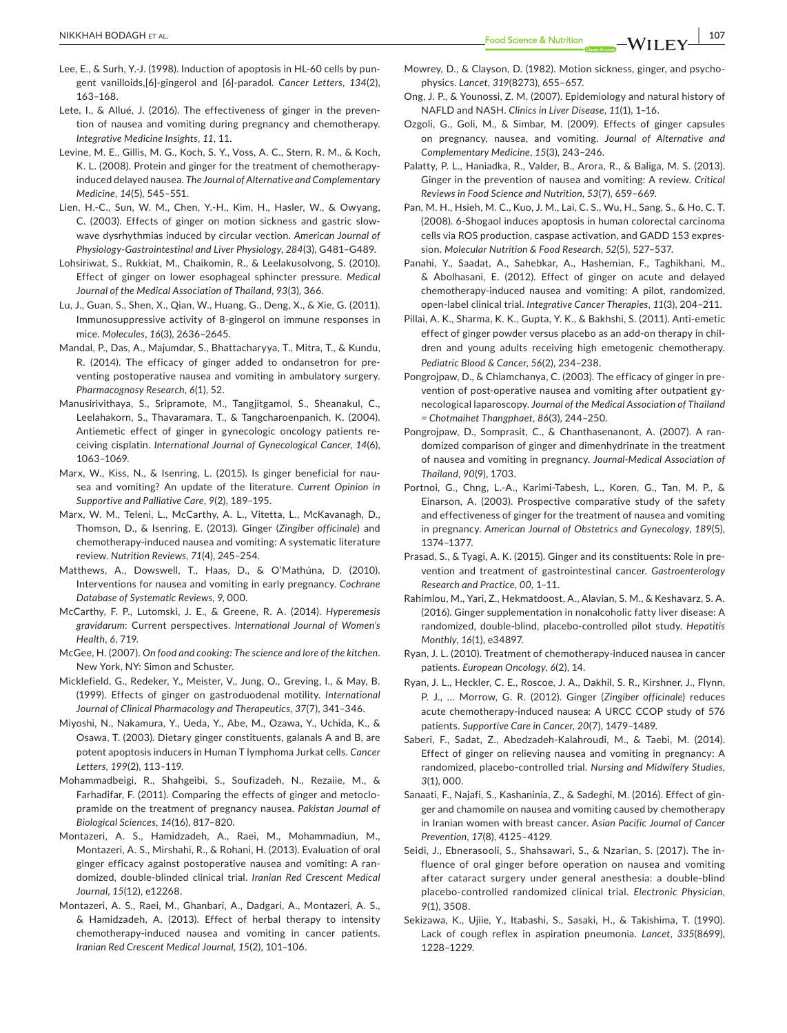Lee, E., & Surh, Y.-J. (1998). Induction of apoptosis in HL-60 cells by pungent vanilloids,[6]-gingerol and [6]-paradol. *Cancer Letters*, *134*(2), 163–168.

Lete, I., & Allué, J. (2016). The effectiveness of ginger in the prevention of nausea and vomiting during pregnancy and chemotherapy. *Integrative Medicine Insights*, *11*, 11.

Levine, M. E., Gillis, M. G., Koch, S. Y., Voss, A. C., Stern, R. M., & Koch, K. L. (2008). Protein and ginger for the treatment of chemotherapy-induced delayed nausea. *The Journal of Alternative and Complementary Medicine*, *14*(5), 545–551.

Lien, H.-C., Sun, W. M., Chen, Y.-H., Kim, H., Hasler, W., & Owyang, C. (2003). Effects of ginger on motion sickness and gastric slow-wave dysrhythmias induced by circular vection. *American Journal of Physiology-Gastrointestinal and Liver Physiology*, *284*(3), G481–G489.

Lohsiriwat, S., Rukkiat, M., Chaikomin, R., & Leelakusolvong, S. (2010). Effect of ginger on lower esophageal sphincter pressure. *Medical Journal of the Medical Association of Thailand*, *93*(3), 366.

Lu, J., Guan, S., Shen, X., Qian, W., Huang, G., Deng, X., & Xie, G. (2011). Immunosuppressive activity of 8-gingerol on immune responses in mice. *Molecules*, *16*(3), 2636–2645.

Mandal, P., Das, A., Majumdar, S., Bhattacharyya, T., Mitra, T., & Kundu, R. (2014). The efficacy of ginger added to ondansetron for preventing postoperative nausea and vomiting in ambulatory surgery. *Pharmacognosy Research*, *6*(1), 52.

Manusirivithaya, S., Sripramote, M., Tangjitgamol, S., Sheanakul, C., Leelahakorn, S., Thavaramara, T., & Tangcharoenpanich, K. (2004). Antiemetic effect of ginger in gynecologic oncology patients receiving cisplatin. *International Journal of Gynecological Cancer*, *14*(6), 1063–1069.

Marx, W., Kiss, N., & Isenring, L. (2015). Is ginger beneficial for nausea and vomiting? An update of the literature. *Current Opinion in Supportive and Palliative Care*, *9*(2), 189–195.

Marx, W. M., Teleni, L., McCarthy, A. L., Vitetta, L., McKavanagh, D., Thomson, D., & Isenring, E. (2013). Ginger (*Zingiber officinale*) and chemotherapy-induced nausea and vomiting: A systematic literature review. *Nutrition Reviews*, *71*(4), 245–254.

Matthews, A., Dowswell, T., Haas, D., & O'Mathúna, D. (2010). Interventions for nausea and vomiting in early pregnancy. *Cochrane Database of Systematic Reviews*, *9*, 000.

McCarthy, F. P., Lutomski, J. E., & Greene, R. A. (2014). *Hyperemesis gravidarum*: Current perspectives. *International Journal of Women's Health*, *6*, 719.

McGee, H. (2007). *On food and cooking: The science and lore of the kitchen*. New York, NY: Simon and Schuster.

Micklefield, G., Redeker, Y., Meister, V., Jung, O., Greving, I., & May, B. (1999). Effects of ginger on gastroduodenal motility. *International Journal of Clinical Pharmacology and Therapeutics*, *37*(7), 341–346.

Miyoshi, N., Nakamura, Y., Ueda, Y., Abe, M., Ozawa, Y., Uchida, K., & Osawa, T. (2003). Dietary ginger constituents, galanals A and B, are potent apoptosis inducers in Human T lymphoma Jurkat cells. *Cancer Letters*, *199*(2), 113–119.

Mohammadbeigi, R., Shahgeibi, S., Soufizadeh, N., Rezaiie, M., & Farhadifar, F. (2011). Comparing the effects of ginger and metoclopramide on the treatment of pregnancy nausea. *Pakistan Journal of Biological Sciences*, *14*(16), 817–820.

Montazeri, A. S., Hamidzadeh, A., Raei, M., Mohammadiun, M., Montazeri, A. S., Mirshahi, R., & Rohani, H. (2013). Evaluation of oral ginger efficacy against postoperative nausea and vomiting: A randomized, double-blinded clinical trial. *Iranian Red Crescent Medical Journal*, *15*(12), e12268.

Montazeri, A. S., Raei, M., Ghanbari, A., Dadgari, A., Montazeri, A. S., & Hamidzadeh, A. (2013). Effect of herbal therapy to intensity chemotherapy-induced nausea and vomiting in cancer patients. *Iranian Red Crescent Medical Journal*, *15*(2), 101–106.

Mowrey, D., & Clayson, D. (1982). Motion sickness, ginger, and psychophysics. *Lancet*, *319*(8273), 655–657.

Ong, J. P., & Younossi, Z. M. (2007). Epidemiology and natural history of NAFLD and NASH. *Clinics in Liver Disease*, *11*(1), 1–16.

Ozgoli, G., Goli, M., & Simbar, M. (2009). Effects of ginger capsules on pregnancy, nausea, and vomiting. *Journal of Alternative and Complementary Medicine*, *15*(3), 243–246.

Palatty, P. L., Haniadka, R., Valder, B., Arora, R., & Baliga, M. S. (2013). Ginger in the prevention of nausea and vomiting: A review. *Critical Reviews in Food Science and Nutrition*, *53*(7), 659–669.

Pan, M. H., Hsieh, M. C., Kuo, J. M., Lai, C. S., Wu, H., Sang, S., & Ho, C. T. (2008). 6-Shogaol induces apoptosis in human colorectal carcinoma cells via ROS production, caspase activation, and GADD 153 expression. *Molecular Nutrition & Food Research*, *52*(5), 527–537.

Panahi, Y., Saadat, A., Sahebkar, A., Hashemian, F., Taghikhani, M., & Abolhasani, E. (2012). Effect of ginger on acute and delayed chemotherapy-induced nausea and vomiting: A pilot, randomized, open-label clinical trial. *Integrative Cancer Therapies*, *11*(3), 204–211.

Pillai, A. K., Sharma, K. K., Gupta, Y. K., & Bakhshi, S. (2011). Anti-emetic effect of ginger powder versus placebo as an add-on therapy in children and young adults receiving high emetogenic chemotherapy. *Pediatric Blood & Cancer*, *56*(2), 234–238.

Pongrojpaw, D., & Chiamchanya, C. (2003). The efficacy of ginger in prevention of post-operative nausea and vomiting after outpatient gynecological laparoscopy. *Journal of the Medical Association of Thailand = Chotmaihet Thangphaet*, *86*(3), 244–250.

Pongrojpaw, D., Somprasit, C., & Chanthasenanont, A. (2007). A randomized comparison of ginger and dimenhydrinate in the treatment of nausea and vomiting in pregnancy. *Journal-Medical Association of Thailand*, *90*(9), 1703.

Portnoi, G., Chng, L.-A., Karimi-Tabesh, L., Koren, G., Tan, M. P., & Einarson, A. (2003). Prospective comparative study of the safety and effectiveness of ginger for the treatment of nausea and vomiting in pregnancy. *American Journal of Obstetrics and Gynecology*, *189*(5), 1374–1377.

Prasad, S., & Tyagi, A. K. (2015). Ginger and its constituents: Role in prevention and treatment of gastrointestinal cancer. *Gastroenterology Research and Practice*, *00*, 1–11.

Rahimlou, M., Yari, Z., Hekmatdoost, A., Alavian, S. M., & Keshavarz, S. A. (2016). Ginger supplementation in nonalcoholic fatty liver disease: A randomized, double-blind, placebo-controlled pilot study. *Hepatitis Monthly*, *16*(1), e34897.

Ryan, J. L. (2010). Treatment of chemotherapy-induced nausea in cancer patients. *European Oncology*, *6*(2), 14.

Ryan, J. L., Heckler, C. E., Roscoe, J. A., Dakhil, S. R., Kirshner, J., Flynn, P. J., … Morrow, G. R. (2012). Ginger (*Zingiber officinale*) reduces acute chemotherapy-induced nausea: A URCC CCOP study of 576 patients. *Supportive Care in Cancer*, *20*(7), 1479–1489.

Saberi, F., Sadat, Z., Abedzadeh-Kalahroudi, M., & Taebi, M. (2014). Effect of ginger on relieving nausea and vomiting in pregnancy: A randomized, placebo-controlled trial. *Nursing and Midwifery Studies*, *3*(1), 000.

Sanaati, F., Najafi, S., Kashaninia, Z., & Sadeghi, M. (2016). Effect of ginger and chamomile on nausea and vomiting caused by chemotherapy in Iranian women with breast cancer. *Asian Pacific Journal of Cancer Prevention*, *17*(8), 4125–4129.

Seidi, J., Ebnerasooli, S., Shahsawari, S., & Nzarian, S. (2017). The influence of oral ginger before operation on nausea and vomiting after cataract surgery under general anesthesia: a double-blind placebo-controlled randomized clinical trial. *Electronic Physician*, *9*(1), 3508.

Sekizawa, K., Ujiie, Y., Itabashi, S., Sasaki, H., & Takishima, T. (1990). Lack of cough reflex in aspiration pneumonia. *Lancet*, *335*(8699), 1228–1229.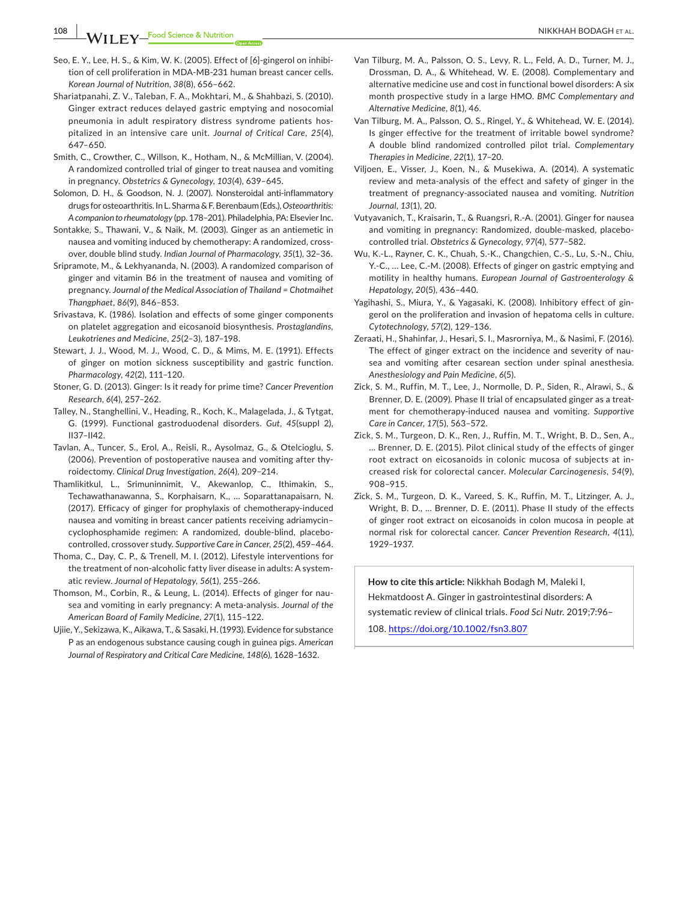Seo, E. Y., Lee, H. S., & Kim, W. K. (2005). Effect of [6]-gingerol on inhibition of cell proliferation in MDA-MB-231 human breast cancer cells. *Korean Journal of Nutrition*, *38*(8), 656–662.

Shariatpanahi, Z. V., Taleban, F. A., Mokhtari, M., & Shahbazi, S. (2010). Ginger extract reduces delayed gastric emptying and nosocomial pneumonia in adult respiratory distress syndrome patients hospitalized in an intensive care unit. *Journal of Critical Care*, *25*(4), 647–650.

Smith, C., Crowther, C., Willson, K., Hotham, N., & McMillian, V. (2004). A randomized controlled trial of ginger to treat nausea and vomiting in pregnancy. *Obstetrics & Gynecology*, *103*(4), 639–645.

Solomon, D. H., & Goodson, N. J. (2007). Nonsteroidal anti-inflammatory drugs for osteoarthritis. In L. Sharma & F. Berenbaum (Eds.), *Osteoarthritis: A companion to rheumatology* (pp. 178–201). Philadelphia, PA: Elsevier Inc.

Sontakke, S., Thawani, V., & Naik, M. (2003). Ginger as an antiemetic in nausea and vomiting induced by chemotherapy: A randomized, cross-over, double blind study. *Indian Journal of Pharmacology*, *35*(1), 32–36.

Sripramote, M., & Lekhyananda, N. (2003). A randomized comparison of ginger and vitamin B6 in the treatment of nausea and vomiting of pregnancy. *Journal of the Medical Association of Thailand = Chotmaihet Thangphaet*, *86*(9), 846–853.

Srivastava, K. (1986). Isolation and effects of some ginger components on platelet aggregation and eicosanoid biosynthesis. *Prostaglandins, Leukotrienes and Medicine*, *25*(2–3), 187–198.

Stewart, J. J., Wood, M. J., Wood, C. D., & Mims, M. E. (1991). Effects of ginger on motion sickness susceptibility and gastric function. *Pharmacology*, *42*(2), 111–120.

Stoner, G. D. (2013). Ginger: Is it ready for prime time? *Cancer Prevention Research*, *6*(4), 257–262.

Talley, N., Stanghellini, V., Heading, R., Koch, K., Malagelada, J., & Tytgat, G. (1999). Functional gastroduodenal disorders. *Gut*, *45*(suppl 2), II37–II42.

Tavlan, A., Tuncer, S., Erol, A., Reisli, R., Aysolmaz, G., & Otelcioglu, S. (2006). Prevention of postoperative nausea and vomiting after thyroidectomy. *Clinical Drug Investigation*, *26*(4), 209–214.

Thamlikitkul, L., Srimuninnimit, V., Akewanlop, C., Ithimakin, S., Techawathanawanna, S., Korphaisarn, K., … Soparattanapaisarn, N. (2017). Efficacy of ginger for prophylaxis of chemotherapy-induced nausea and vomiting in breast cancer patients receiving adriamycin–cyclophosphamide regimen: A randomized, double-blind, placebo-controlled, crossover study. *Supportive Care in Cancer*, *25*(2), 459–464.

Thoma, C., Day, C. P., & Trenell, M. I. (2012). Lifestyle interventions for the treatment of non-alcoholic fatty liver disease in adults: A systematic review. *Journal of Hepatology*, *56*(1), 255–266.

Thomson, M., Corbin, R., & Leung, L. (2014). Effects of ginger for nausea and vomiting in early pregnancy: A meta-analysis. *Journal of the American Board of Family Medicine*, *27*(1), 115–122.

Ujiie, Y., Sekizawa, K., Aikawa, T., & Sasaki, H. (1993). Evidence for substance P as an endogenous substance causing cough in guinea pigs. *American Journal of Respiratory and Critical Care Medicine*, *148*(6), 1628–1632.

Van Tilburg, M. A., Palsson, O. S., Levy, R. L., Feld, A. D., Turner, M. J., Drossman, D. A., & Whitehead, W. E. (2008). Complementary and alternative medicine use and cost in functional bowel disorders: A six month prospective study in a large HMO. *BMC Complementary and Alternative Medicine*, *8*(1), 46.

Van Tilburg, M. A., Palsson, O. S., Ringel, Y., & Whitehead, W. E. (2014). Is ginger effective for the treatment of irritable bowel syndrome? A double blind randomized controlled pilot trial. *Complementary Therapies in Medicine*, *22*(1), 17–20.

Viljoen, E., Visser, J., Koen, N., & Musekiwa, A. (2014). A systematic review and meta-analysis of the effect and safety of ginger in the treatment of pregnancy-associated nausea and vomiting. *Nutrition Journal*, *13*(1), 20.

Vutyavanich, T., Kraisarin, T., & Ruangsri, R.-A. (2001). Ginger for nausea and vomiting in pregnancy: Randomized, double-masked, placebo-controlled trial. *Obstetrics & Gynecology*, *97*(4), 577–582.

Wu, K.-L., Rayner, C. K., Chuah, S.-K., Changchien, C.-S., Lu, S.-N., Chiu, Y.-C., … Lee, C.-M. (2008). Effects of ginger on gastric emptying and motility in healthy humans. *European Journal of Gastroenterology & Hepatology*, *20*(5), 436–440.

Yagihashi, S., Miura, Y., & Yagasaki, K. (2008). Inhibitory effect of gingerol on the proliferation and invasion of hepatoma cells in culture. *Cytotechnology*, *57*(2), 129–136.

Zeraati, H., Shahinfar, J., Hesari, S. I., Masrorniya, M., & Nasimi, F. (2016). The effect of ginger extract on the incidence and severity of nausea and vomiting after cesarean section under spinal anesthesia. *Anesthesiology and Pain Medicine*, *6*(5).

Zick, S. M., Ruffin, M. T., Lee, J., Normolle, D. P., Siden, R., Alrawi, S., & Brenner, D. E. (2009). Phase II trial of encapsulated ginger as a treatment for chemotherapy-induced nausea and vomiting. *Supportive Care in Cancer*, *17*(5), 563–572.

Zick, S. M., Turgeon, D. K., Ren, J., Ruffin, M. T., Wright, B. D., Sen, A., … Brenner, D. E. (2015). Pilot clinical study of the effects of ginger root extract on eicosanoids in colonic mucosa of subjects at increased risk for colorectal cancer. *Molecular Carcinogenesis*, *54*(9), 908–915.

Zick, S. M., Turgeon, D. K., Vareed, S. K., Ruffin, M. T., Litzinger, A. J., Wright, B. D., … Brenner, D. E. (2011). Phase II study of the effects of ginger root extract on eicosanoids in colon mucosa in people at normal risk for colorectal cancer. *Cancer Prevention Research*, *4*(11), 1929–1937.

**How to cite this article:** Nikkhah Bodagh M, Maleki I, Hekmatdoost A. Ginger in gastrointestinal disorders: A systematic review of clinical trials. *Food Sci Nutr*. 2019;7:96–108. https://doi.org/10.1002/fsn3.807